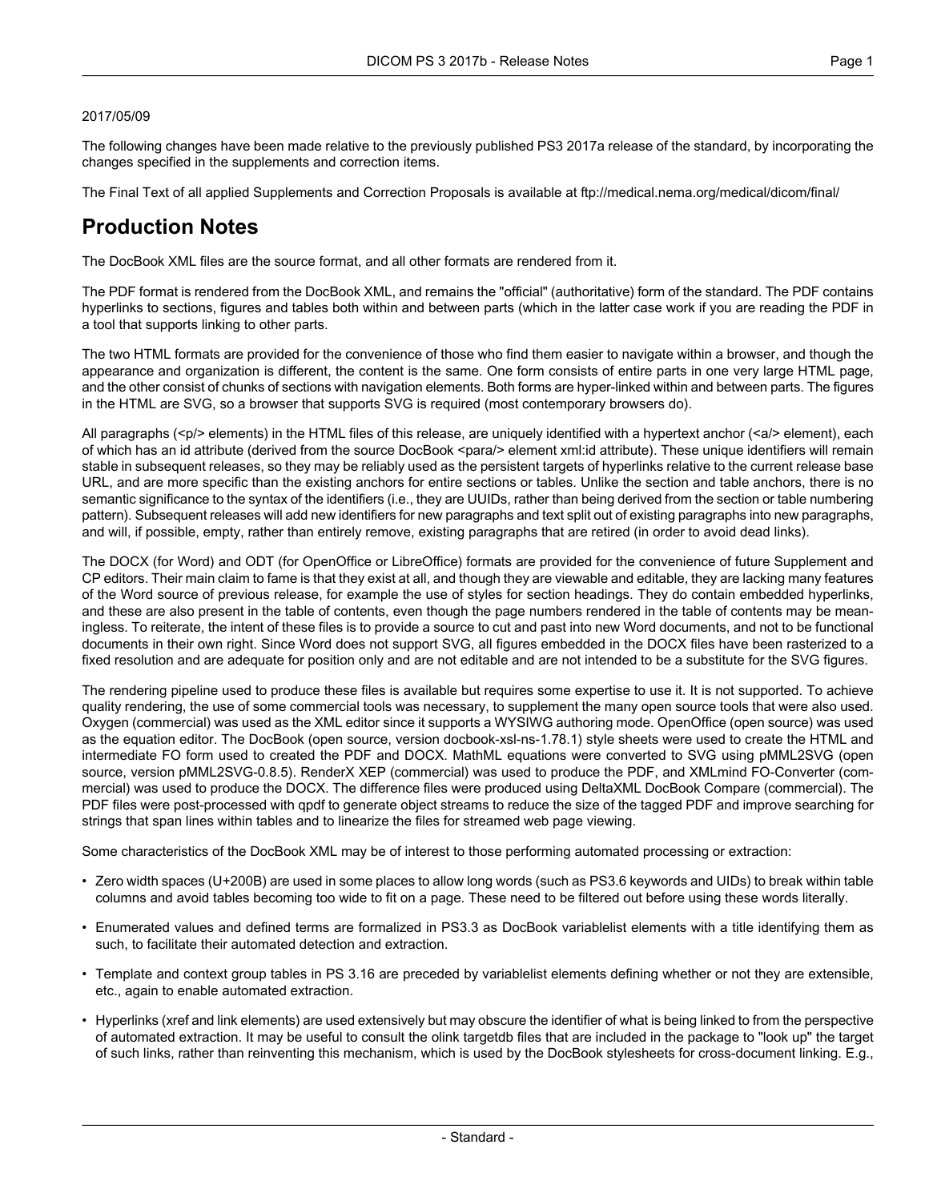2017/05/09

The following changes have been made relative to the previously published PS3 2017a release of the standard, by incorporating the changes specified in the supplements and correction items.

The Final Text of all applied Supplements and Correction Proposals is available at ftp://medical.nema.org/medical/dicom/final/

# Production Notes

The DocBook XML files are the source format, and all other formats are rendered from it.

The PDF format is rendered from the DocBook XML, and remains the "official" (authoritative) form of the standard. The PDF contains hyperlinks to sections, figures and tables both within and between parts (which in the latter case work if you are reading the PDF in a tool that supports linking to other parts.

The two HTML formats are provided for the convenience of those who find them easier to navigate within a browser, and though the appearance and organization is different, the content is the same. One form consists of entire parts in one very large HTML page, and the other consist of chunks of sections with navigation elements. Both forms are hyper-linked within and between parts. The figures in the HTML are SVG, so a browser that supports SVG is required (most contemporary browsers do).

All paragraphs (<p/> elements) in the HTML files of this release, are uniquely identified with a hypertext anchor (<a/> element), each of which has an id attribute (derived from the source DocBook <para/> element xml:id attribute). These unique identifiers will remain stable in subsequent releases, so they may be reliably used as the persistent targets of hyperlinks relative to the current release base URL, and are more specific than the existing anchors for entire sections or tables. Unlike the section and table anchors, there is no semantic significance to the syntax of the identifiers (i.e., they are UUIDs, rather than being derived from the section or table numbering pattern). Subsequent releases will add new identifiers for new paragraphs and text split out of existing paragraphs into new paragraphs, and will, if possible, empty, rather than entirely remove, existing paragraphs that are retired (in order to avoid dead links).

The DOCX (for Word) and ODT (for OpenOffice or LibreOffice) formats are provided for the convenience of future Supplement and CP editors. Their main claim to fame is that they exist at all, and though they are viewable and editable, they are lacking many features of the Word source of previous release, for example the use of styles for section headings. They do contain embedded hyperlinks, and these are also present in the table of contents, even though the page numbers rendered in the table of contents may be meaningless. To reiterate, the intent of these files is to provide a source to cut and past into new Word documents, and not to be functional documents in their own right. Since Word does not support SVG, all figures embedded in the DOCX files have been rasterized to a fixed resolution and are adequate for position only and are not editable and are not intended to be a substitute for the SVG figures.

The rendering pipeline used to produce these files is available but requires some expertise to use it. It is not supported. To achieve quality rendering, the use of some commercial tools was necessary, to supplement the many open source tools that were also used. Oxygen (commercial) was used as the XML editor since it supports a WYSIWG authoring mode. OpenOffice (open source) was used as the equation editor. The DocBook (open source, version docbook-xsl-ns-1.78.1) style sheets were used to create the HTML and intermediate FO form used to created the PDF and DOCX. MathML equations were converted to SVG using pMML2SVG (open source, version pMML2SVG-0.8.5). RenderX XEP (commercial) was used to produce the PDF, and XMLmind FO-Converter (commercial) was used to produce the DOCX. The difference files were produced using DeltaXML DocBook Compare (commercial). The PDF files were post-processed with qpdf to generate object streams to reduce the size of the tagged PDF and improve searching for strings that span lines within tables and to linearize the files for streamed web page viewing.

Some characteristics of the DocBook XML may be of interest to those performing automated processing or extraction:

- Zero width spaces (U+200B) are used in some places to allow long words (such as PS3.6 keywords and UIDs) to break within table columns and avoid tables becoming too wide to fit on a page. These need to be filtered out before using these words literally.
- Enumerated values and defined terms are formalized in PS3.3 as DocBook variablelist elements with a title identifying them as such, to facilitate their automated detection and extraction.
- Template and context group tables in PS 3.16 are preceded by variablelist elements defining whether or not they are extensible, etc., again to enable automated extraction.
- Hyperlinks (xref and link elements) are used extensively but may obscure the identifier of what is being linked to from the perspective of automated extraction. It may be useful to consult the olink targetdb files that are included in the package to "look up" the target of such links, rather than reinventing this mechanism, which is used by the DocBook stylesheets for cross-document linking. E.g.,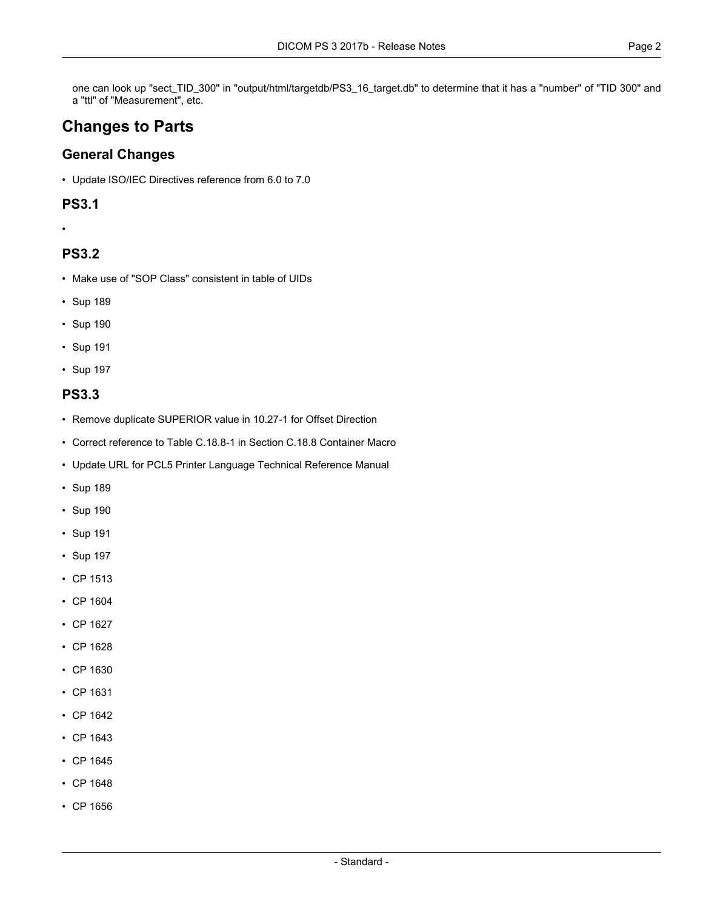one can look up "sect_TID_300" in "output/html/targetdb/PS3_16_target.db" to determine that it has a "number" of "TID 300" and a "ttl" of "Measurement", etc.

# Changes to Parts

## General Changes

- Update ISO/IEC Directives reference from 6.0 to 7.0

## PS3.1

- 

## PS3.2

- Make use of "SOP Class" consistent in table of UIDs
- Sup 189
- Sup 190
- Sup 191
- Sup 197

## PS3.3

- Remove duplicate SUPERIOR value in 10.27-1 for Offset Direction
- Correct reference to Table C.18.8-1 in Section C.18.8 Container Macro
- Update URL for PCL5 Printer Language Technical Reference Manual
- Sup 189
- Sup 190
- Sup 191
- Sup 197
- CP 1513
- CP 1604
- CP 1627
- CP 1628
- CP 1630
- CP 1631
- CP 1642
- CP 1643
- CP 1645
- CP 1648
- CP 1656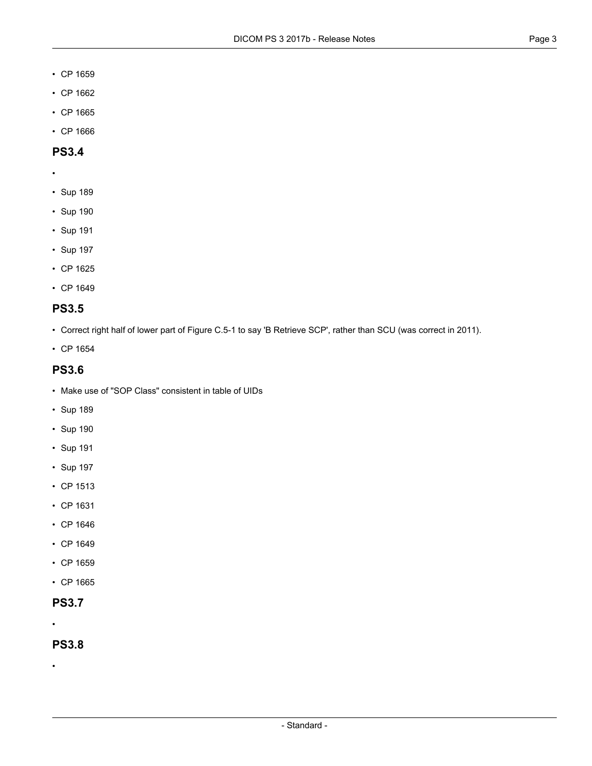- CP 1659
- CP 1662
- CP 1665
- CP 1666

## PS3.4

- 
- Sup 189
- Sup 190
- Sup 191
- Sup 197
- CP 1625
- CP 1649

## PS3.5

- Correct right half of lower part of Figure C.5-1 to say 'B Retrieve SCP', rather than SCU (was correct in 2011).
- CP 1654

## PS3.6

- Make use of "SOP Class" consistent in table of UIDs
- Sup 189
- Sup 190
- Sup 191
- Sup 197
- CP 1513
- CP 1631
- CP 1646
- CP 1649
- CP 1659
- CP 1665

## PS3.7

- 

## PS3.8

-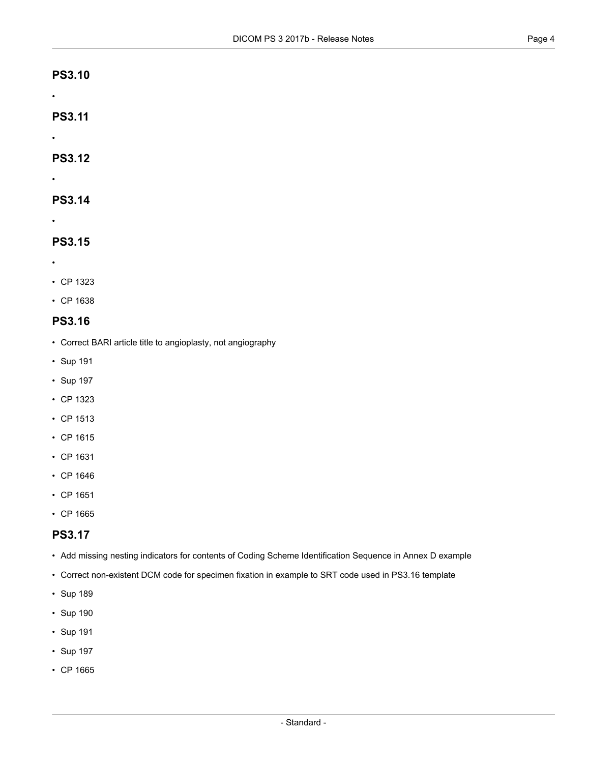## PS3.10

- 

## PS3.11

- 

## PS3.12

- 

## PS3.14

- 

## PS3.15

- 
- CP 1323
- CP 1638

## PS3.16

- Correct BARI article title to angioplasty, not angiography
- Sup 191
- Sup 197
- CP 1323
- CP 1513
- CP 1615
- CP 1631
- CP 1646
- CP 1651
- CP 1665

## PS3.17

- Add missing nesting indicators for contents of Coding Scheme Identification Sequence in Annex D example
- Correct non-existent DCM code for specimen fixation in example to SRT code used in PS3.16 template
- Sup 189
- Sup 190
- Sup 191
- Sup 197
- CP 1665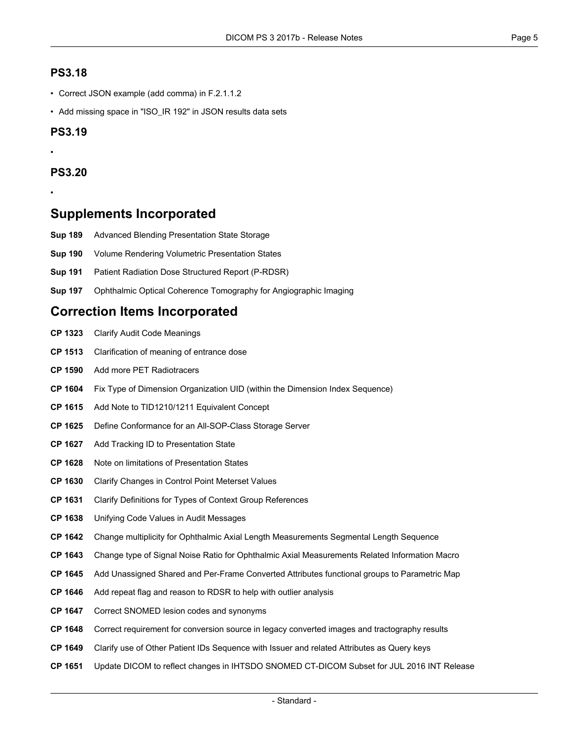## PS3.18

- Correct JSON example (add comma) in F.2.1.1.2
- Add missing space in "ISO_IR 192" in JSON results data sets

## PS3.19

- 

## PS3.20

- 

# Supplements Incorporated

**Sup 189** Advanced Blending Presentation State Storage

**Sup 190** Volume Rendering Volumetric Presentation States

**Sup 191** Patient Radiation Dose Structured Report (P-RDSR)

**Sup 197** Ophthalmic Optical Coherence Tomography for Angiographic Imaging

# Correction Items Incorporated

**CP 1323** Clarify Audit Code Meanings

**CP 1513** Clarification of meaning of entrance dose

**CP 1590** Add more PET Radiotracers

**CP 1604** Fix Type of Dimension Organization UID (within the Dimension Index Sequence)

**CP 1615** Add Note to TID1210/1211 Equivalent Concept

**CP 1625** Define Conformance for an All-SOP-Class Storage Server

**CP 1627** Add Tracking ID to Presentation State

**CP 1628** Note on limitations of Presentation States

**CP 1630** Clarify Changes in Control Point Meterset Values

**CP 1631** Clarify Definitions for Types of Context Group References

**CP 1638** Unifying Code Values in Audit Messages

**CP 1642** Change multiplicity for Ophthalmic Axial Length Measurements Segmental Length Sequence

**CP 1643** Change type of Signal Noise Ratio for Ophthalmic Axial Measurements Related Information Macro

**CP 1645** Add Unassigned Shared and Per-Frame Converted Attributes functional groups to Parametric Map

**CP 1646** Add repeat flag and reason to RDSR to help with outlier analysis

**CP 1647** Correct SNOMED lesion codes and synonyms

**CP 1648** Correct requirement for conversion source in legacy converted images and tractography results

**CP 1649** Clarify use of Other Patient IDs Sequence with Issuer and related Attributes as Query keys

**CP 1651** Update DICOM to reflect changes in IHTSDO SNOMED CT-DICOM Subset for JUL 2016 INT Release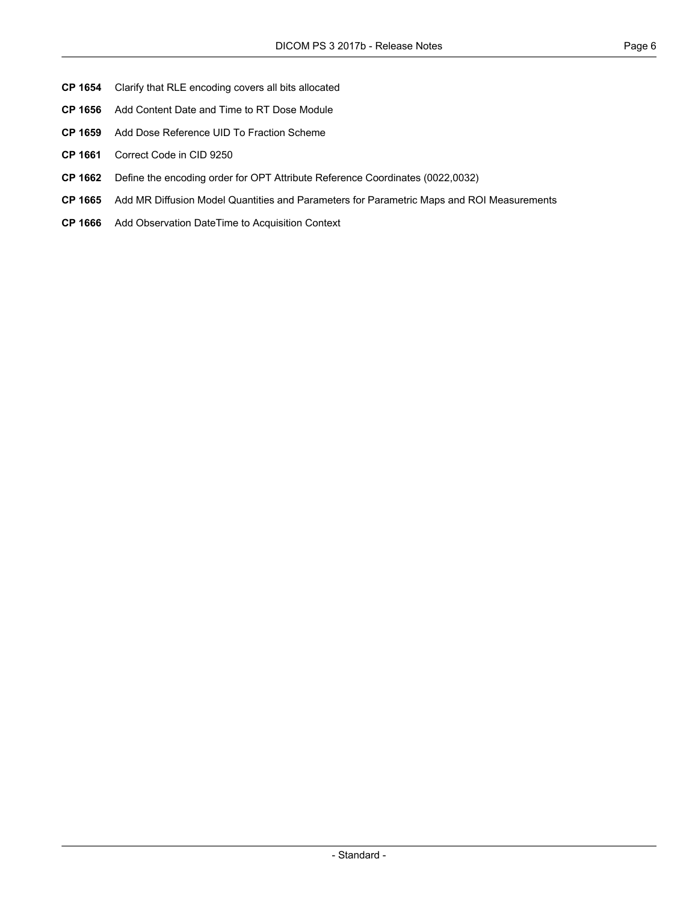**CP 1654** Clarify that RLE encoding covers all bits allocated

**CP 1656** Add Content Date and Time to RT Dose Module

**CP 1659** Add Dose Reference UID To Fraction Scheme

**CP 1661** Correct Code in CID 9250

**CP 1662** Define the encoding order for OPT Attribute Reference Coordinates (0022,0032)

**CP 1665** Add MR Diffusion Model Quantities and Parameters for Parametric Maps and ROI Measurements

**CP 1666** Add Observation DateTime to Acquisition Context